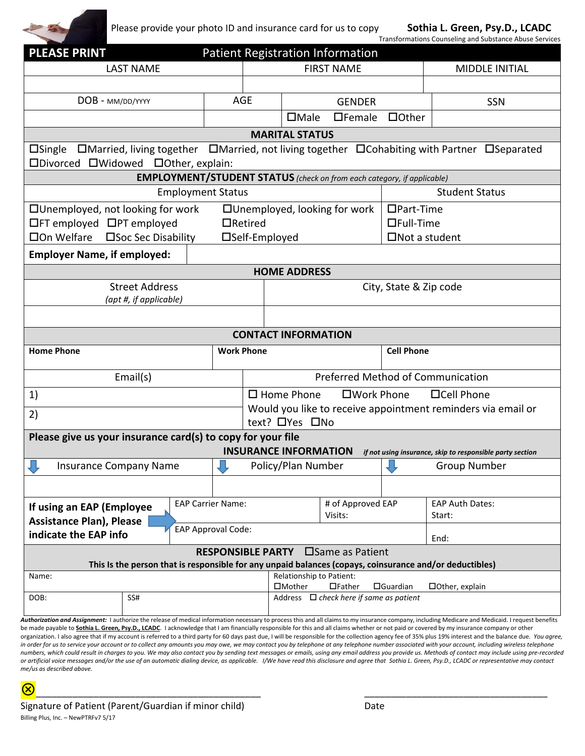Please provide your photo ID and insurance card for us to copy

**Sothia L. Green, Psy.D., LCADC**
Transformations Counseling and Substance Abuse Services

**PLEASE PRINT** — Patient Registration Information

| LAST NAME | FIRST NAME | MIDDLE INITIAL |
|---|---|---|
| | | |

| DOB - MM/DD/YYYY | AGE | GENDER | SSN |
|---|---|---|---|
| | | ☐Male ☐Female ☐Other | |

**MARITAL STATUS**

☐Single ☐Married, living together ☐Married, not living together ☐Cohabiting with Partner ☐Separated ☐Divorced ☐Widowed ☐Other, explain:

**EMPLOYMENT/STUDENT STATUS** *(check on from each category, if applicable)*

| Employment Status | | Student Status |
|---|---|---|
| ☐Unemployed, not looking for work | ☐Unemployed, looking for work | ☐Part-Time |
| ☐FT employed ☐PT employed | ☐Retired | ☐Full-Time |
| ☐On Welfare ☐Soc Sec Disability | ☐Self-Employed | ☐Not a student |

**Employer Name, if employed:**

**HOME ADDRESS**

| Street Address *(apt #, if applicable)* | City, State & Zip code |
|---|---|
| | |

**CONTACT INFORMATION**

| **Home Phone** | **Work Phone** | **Cell Phone** |
|---|---|---|
| | | |

| Email(s) | Preferred Method of Communication |
|---|---|
| 1) | ☐ Home Phone ☐Work Phone ☐Cell Phone |
| 2) | Would you like to receive appointment reminders via email or text? ☐Yes ☐No |

**Please give us your insurance card(s) to copy for your file**

**INSURANCE INFORMATION** *if not using insurance, skip to responsible party section*

| Insurance Company Name | Policy/Plan Number | Group Number |
|---|---|---|
| | | |

| **If using an EAP (Employee Assistance Plan), Please indicate the EAP info** | EAP Carrier Name: | # of Approved EAP Visits: | EAP Auth Dates: Start: |
|---|---|---|---|
| | EAP Approval Code: | | End: |

**RESPONSIBLE PARTY** ☐Same as Patient

**This Is the person that is responsible for any unpaid balances (copays, coinsurance and/or deductibles)**

| Name: | | Relationship to Patient: ☐Mother ☐Father ☐Guardian ☐Other, explain |
|---|---|---|
| DOB: | SS# | Address ☐ *check here if same as patient* |

***Authorization and Assignment:*** I authorize the release of medical information necessary to process this and all claims to my insurance company, including Medicare and Medicaid. I request benefits be made payable to **Sothia L. Green, Psy.D., LCADC**. I acknowledge that I am financially responsible for this and all claims whether or not paid or covered by my insurance company or other organization. I also agree that if my account is referred to a third party for 60 days past due, I will be responsible for the collection agency fee of 35% plus 19% interest and the balance due. *You agree, in order for us to service your account or to collect any amounts you may owe, we may contact you by telephone at any telephone number associated with your account, including wireless telephone numbers, which could result in charges to you. We may also contact you by sending text messages or emails, using any email address you provide us. Methods of contact may include using pre-recorded or artificial voice messages and/or the use of an automatic dialing device, as applicable. I/We have read this disclosure and agree that Sothia L. Green, Psy.D., LCADC or representative may contact me/us as described above.*

⊗ ____________________________________________ ____________________________________

Signature of Patient (Parent/Guardian if minor child) Date

Billing Plus, Inc. – NewPTRFv7 5/17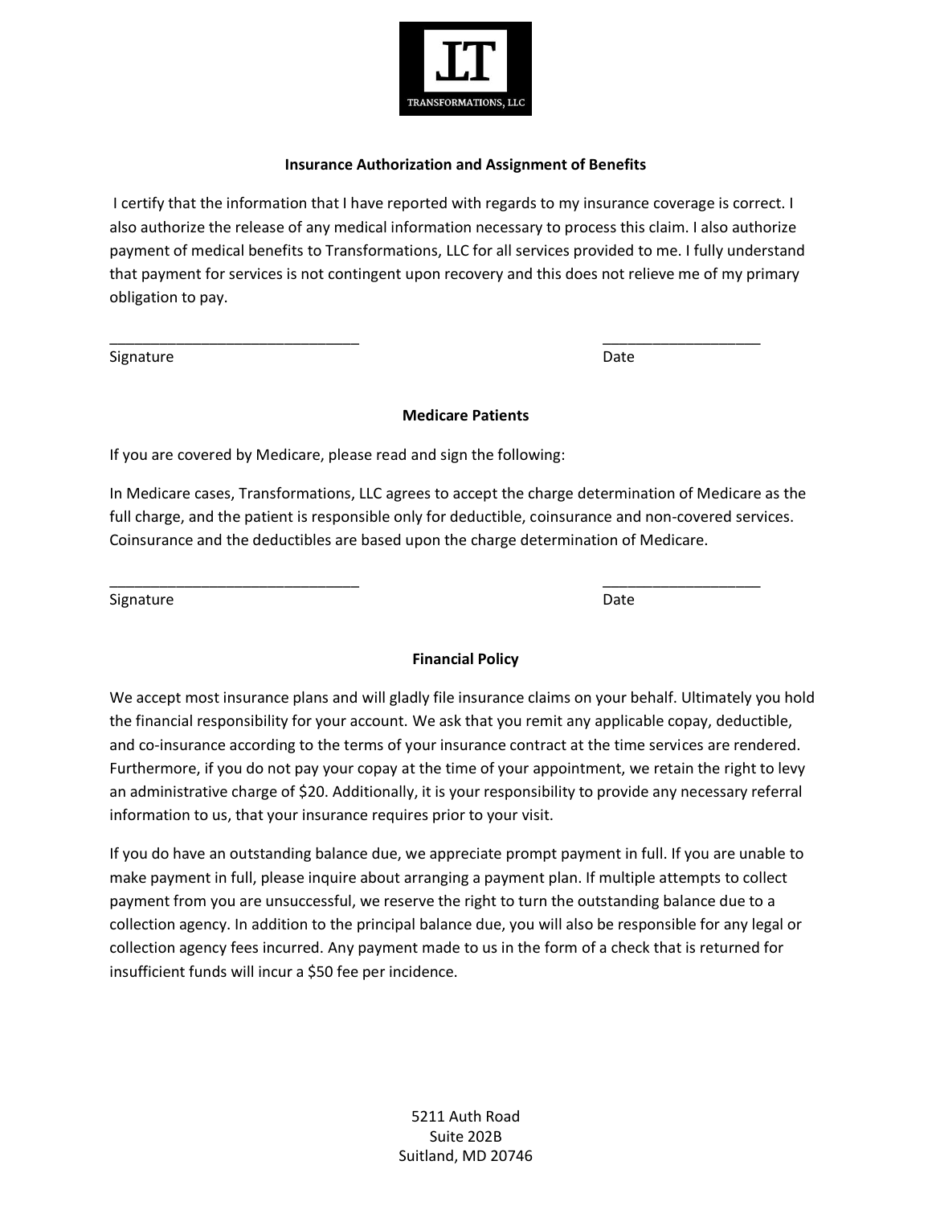LT

TRANSFORMATIONS, LLC

## Insurance Authorization and Assignment of Benefits

I certify that the information that I have reported with regards to my insurance coverage is correct. I also authorize the release of any medical information necessary to process this claim. I also authorize payment of medical benefits to Transformations, LLC for all services provided to me. I fully understand that payment for services is not contingent upon recovery and this does not relieve me of my primary obligation to pay.

_______________________________ ____________________
Signature Date

## Medicare Patients

If you are covered by Medicare, please read and sign the following:

In Medicare cases, Transformations, LLC agrees to accept the charge determination of Medicare as the full charge, and the patient is responsible only for deductible, coinsurance and non-covered services. Coinsurance and the deductibles are based upon the charge determination of Medicare.

_______________________________ ____________________
Signature Date

## Financial Policy

We accept most insurance plans and will gladly file insurance claims on your behalf. Ultimately you hold the financial responsibility for your account. We ask that you remit any applicable copay, deductible, and co-insurance according to the terms of your insurance contract at the time services are rendered. Furthermore, if you do not pay your copay at the time of your appointment, we retain the right to levy an administrative charge of $20. Additionally, it is your responsibility to provide any necessary referral information to us, that your insurance requires prior to your visit.

If you do have an outstanding balance due, we appreciate prompt payment in full. If you are unable to make payment in full, please inquire about arranging a payment plan. If multiple attempts to collect payment from you are unsuccessful, we reserve the right to turn the outstanding balance due to a collection agency. In addition to the principal balance due, you will also be responsible for any legal or collection agency fees incurred. Any payment made to us in the form of a check that is returned for insufficient funds will incur a $50 fee per incidence.

5211 Auth Road
Suite 202B
Suitland, MD 20746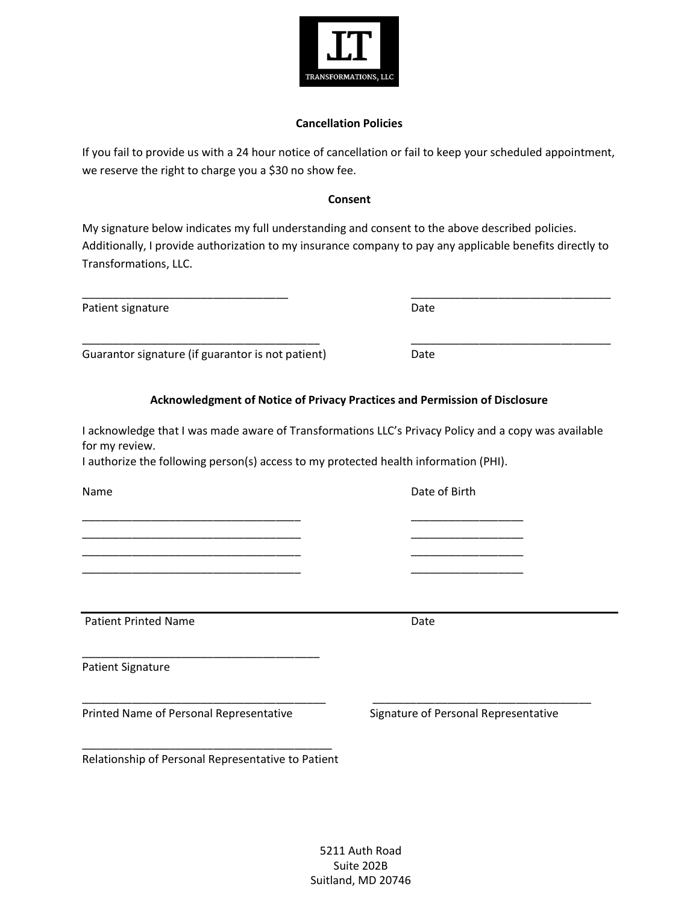LT

TRANSFORMATIONS, LLC

## Cancellation Policies

If you fail to provide us with a 24 hour notice of cancellation or fail to keep your scheduled appointment, we reserve the right to charge you a $30 no show fee.

## Consent

My signature below indicates my full understanding and consent to the above described policies. Additionally, I provide authorization to my insurance company to pay any applicable benefits directly to Transformations, LLC.

_________________________________ _________________________________

Patient signature Date

______________________________________ _________________________________

Guarantor signature (if guarantor is not patient) Date

## Acknowledgment of Notice of Privacy Practices and Permission of Disclosure

I acknowledge that I was made aware of Transformations LLC's Privacy Policy and a copy was available for my review.

I authorize the following person(s) access to my protected health information (PHI).

| Name | Date of Birth |
| --- | --- |
| ___________________________________ | __________________ |
| ___________________________________ | __________________ |
| ___________________________________ | __________________ |
| ___________________________________ | __________________ |

_________________________________________________________________________________

Patient Printed Name Date

______________________________________

Patient Signature

_______________________________________ ___________________________________

Printed Name of Personal Representative Signature of Personal Representative

________________________________________

Relationship of Personal Representative to Patient

5211 Auth Road
Suite 202B
Suitland, MD 20746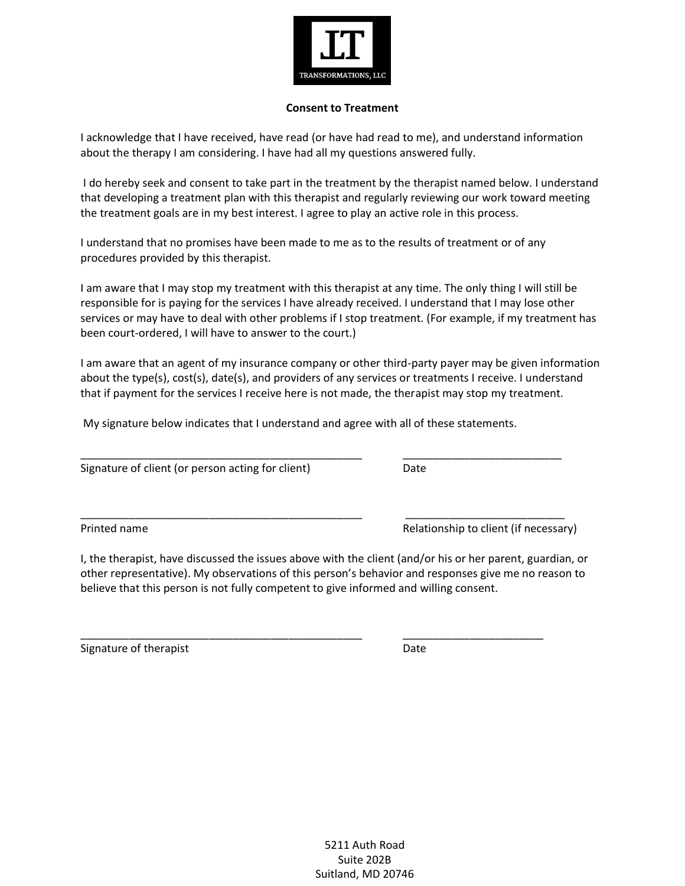LT

TRANSFORMATIONS, LLC

## Consent to Treatment

I acknowledge that I have received, have read (or have had read to me), and understand information about the therapy I am considering. I have had all my questions answered fully.

I do hereby seek and consent to take part in the treatment by the therapist named below. I understand that developing a treatment plan with this therapist and regularly reviewing our work toward meeting the treatment goals are in my best interest. I agree to play an active role in this process.

I understand that no promises have been made to me as to the results of treatment or of any procedures provided by this therapist.

I am aware that I may stop my treatment with this therapist at any time. The only thing I will still be responsible for is paying for the services I have already received. I understand that I may lose other services or may have to deal with other problems if I stop treatment. (For example, if my treatment has been court-ordered, I will have to answer to the court.)

I am aware that an agent of my insurance company or other third-party payer may be given information about the type(s), cost(s), date(s), and providers of any services or treatments I receive. I understand that if payment for the services I receive here is not made, the therapist may stop my treatment.

My signature below indicates that I understand and agree with all of these statements.

_______________________________________________ __________________________

Signature of client (or person acting for client) Date

_______________________________________________ __________________________

Printed name Relationship to client (if necessary)

I, the therapist, have discussed the issues above with the client (and/or his or her parent, guardian, or other representative). My observations of this person's behavior and responses give me no reason to believe that this person is not fully competent to give informed and willing consent.

_______________________________________________ _______________________

Signature of therapist Date

5211 Auth Road
Suite 202B
Suitland, MD 20746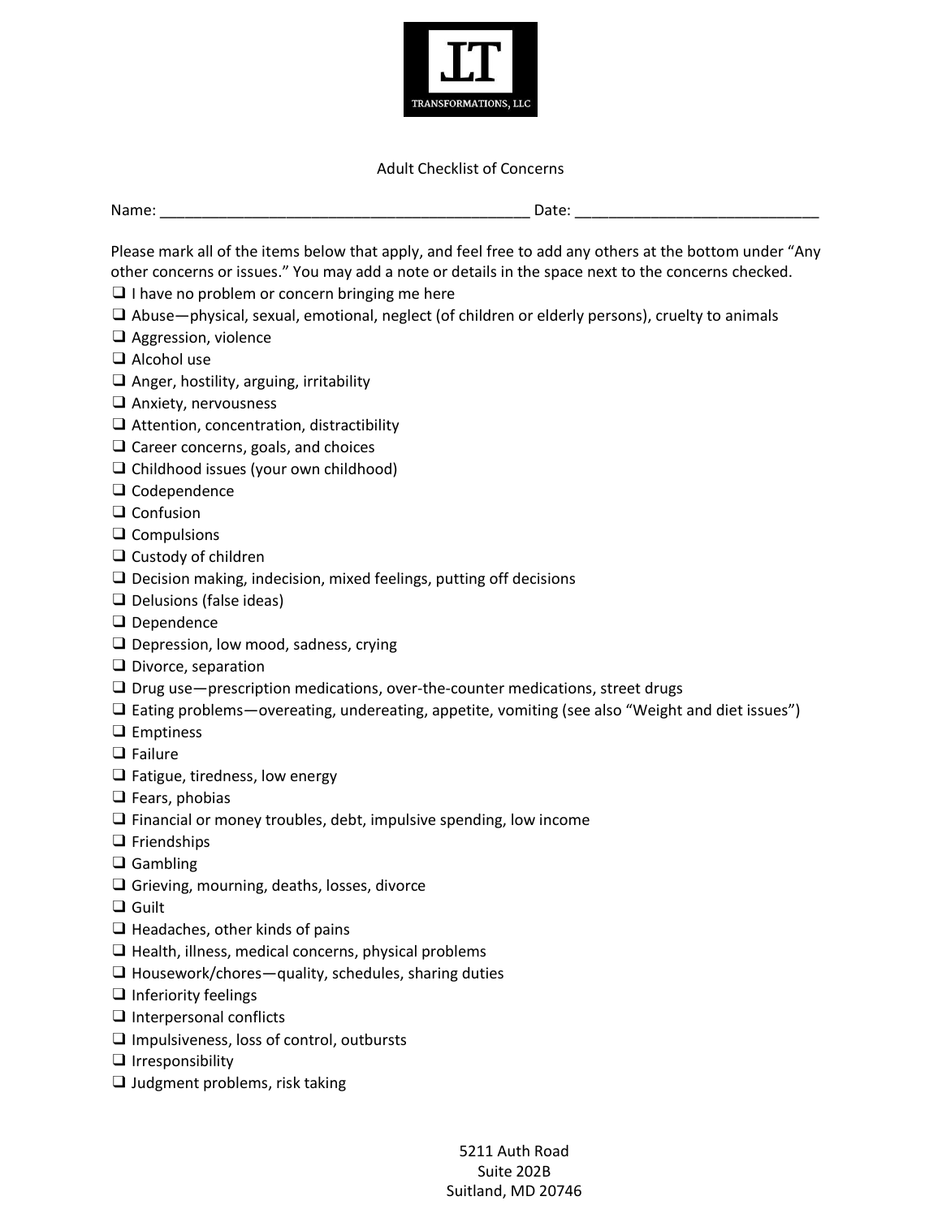LT

TRANSFORMATIONS, LLC

Adult Checklist of Concerns

Name: ____________________________________________ Date: _____________________________

Please mark all of the items below that apply, and feel free to add any others at the bottom under "Any other concerns or issues." You may add a note or details in the space next to the concerns checked.

- ❑ I have no problem or concern bringing me here
- ❑ Abuse—physical, sexual, emotional, neglect (of children or elderly persons), cruelty to animals
- ❑ Aggression, violence
- ❑ Alcohol use
- ❑ Anger, hostility, arguing, irritability
- ❑ Anxiety, nervousness
- ❑ Attention, concentration, distractibility
- ❑ Career concerns, goals, and choices
- ❑ Childhood issues (your own childhood)
- ❑ Codependence
- ❑ Confusion
- ❑ Compulsions
- ❑ Custody of children
- ❑ Decision making, indecision, mixed feelings, putting off decisions
- ❑ Delusions (false ideas)
- ❑ Dependence
- ❑ Depression, low mood, sadness, crying
- ❑ Divorce, separation
- ❑ Drug use—prescription medications, over-the-counter medications, street drugs
- ❑ Eating problems—overeating, undereating, appetite, vomiting (see also "Weight and diet issues")
- ❑ Emptiness
- ❑ Failure
- ❑ Fatigue, tiredness, low energy
- ❑ Fears, phobias
- ❑ Financial or money troubles, debt, impulsive spending, low income
- ❑ Friendships
- ❑ Gambling
- ❑ Grieving, mourning, deaths, losses, divorce
- ❑ Guilt
- ❑ Headaches, other kinds of pains
- ❑ Health, illness, medical concerns, physical problems
- ❑ Housework/chores—quality, schedules, sharing duties
- ❑ Inferiority feelings
- ❑ Interpersonal conflicts
- ❑ Impulsiveness, loss of control, outbursts
- ❑ Irresponsibility
- ❑ Judgment problems, risk taking

5211 Auth Road
Suite 202B
Suitland, MD 20746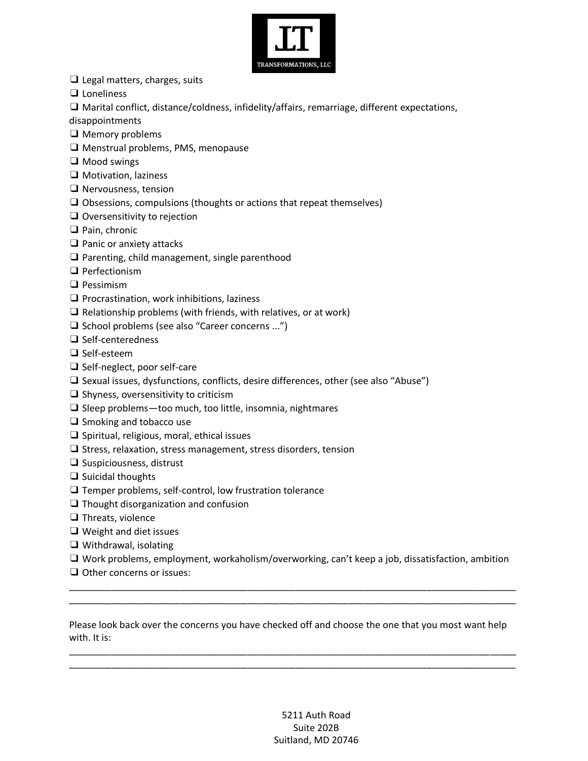- [ ] Legal matters, charges, suits
- [ ] Loneliness
- [ ] Marital conflict, distance/coldness, infidelity/affairs, remarriage, different expectations, disappointments
- [ ] Memory problems
- [ ] Menstrual problems, PMS, menopause
- [ ] Mood swings
- [ ] Motivation, laziness
- [ ] Nervousness, tension
- [ ] Obsessions, compulsions (thoughts or actions that repeat themselves)
- [ ] Oversensitivity to rejection
- [ ] Pain, chronic
- [ ] Panic or anxiety attacks
- [ ] Parenting, child management, single parenthood
- [ ] Perfectionism
- [ ] Pessimism
- [ ] Procrastination, work inhibitions, laziness
- [ ] Relationship problems (with friends, with relatives, or at work)
- [ ] School problems (see also “Career concerns ...”)
- [ ] Self-centeredness
- [ ] Self-esteem
- [ ] Self-neglect, poor self-care
- [ ] Sexual issues, dysfunctions, conflicts, desire differences, other (see also “Abuse”)
- [ ] Shyness, oversensitivity to criticism
- [ ] Sleep problems—too much, too little, insomnia, nightmares
- [ ] Smoking and tobacco use
- [ ] Spiritual, religious, moral, ethical issues
- [ ] Stress, relaxation, stress management, stress disorders, tension
- [ ] Suspiciousness, distrust
- [ ] Suicidal thoughts
- [ ] Temper problems, self-control, low frustration tolerance
- [ ] Thought disorganization and confusion
- [ ] Threats, violence
- [ ] Weight and diet issues
- [ ] Withdrawal, isolating
- [ ] Work problems, employment, workaholism/overworking, can’t keep a job, dissatisfaction, ambition
- [ ] Other concerns or issues:

______________________________________________________________________________

______________________________________________________________________________

Please look back over the concerns you have checked off and choose the one that you most want help with. It is:

______________________________________________________________________________

______________________________________________________________________________

5211 Auth Road
Suite 202B
Suitland, MD 20746